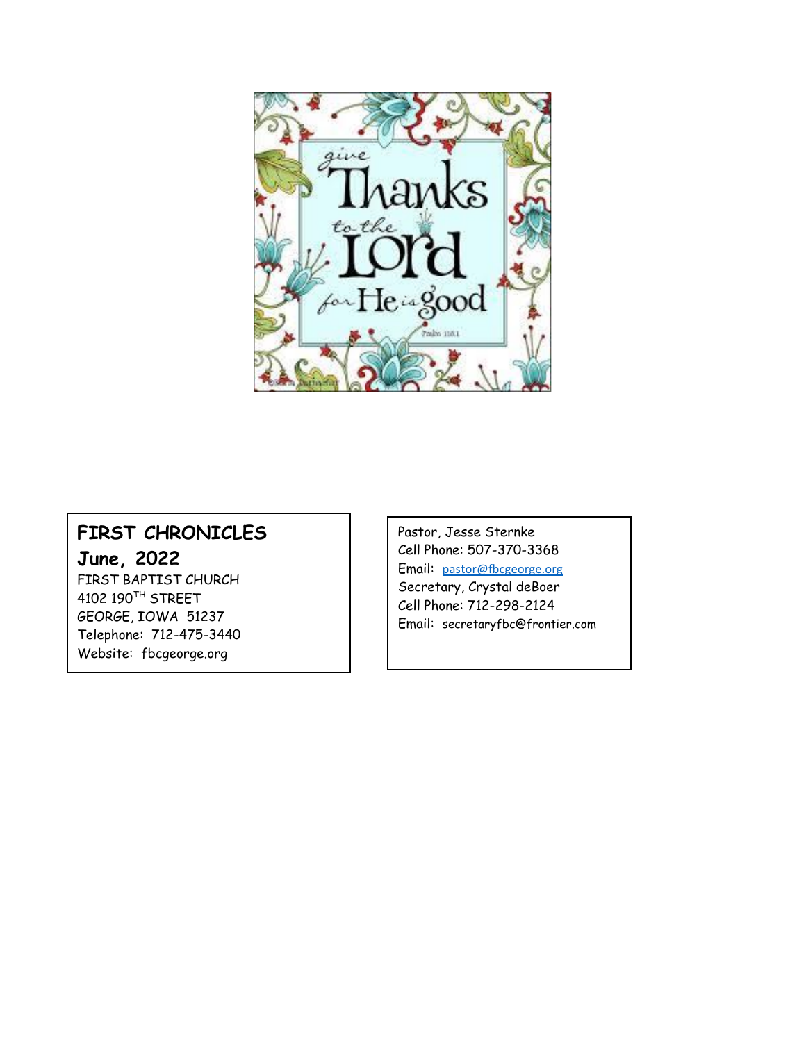give Thanks to the Lord for He is good

Psalm 118:1

**FIRST CHRONICLES**

**June, 2022**

FIRST BAPTIST CHURCH
4102 190TH STREET
GEORGE, IOWA 51237
Telephone: 712-475-3440
Website: fbcgeorge.org

Pastor, Jesse Sternke
Cell Phone: 507-370-3368
Email: pastor@fbcgeorge.org
Secretary, Crystal deBoer
Cell Phone: 712-298-2124
Email: secretaryfbc@frontier.com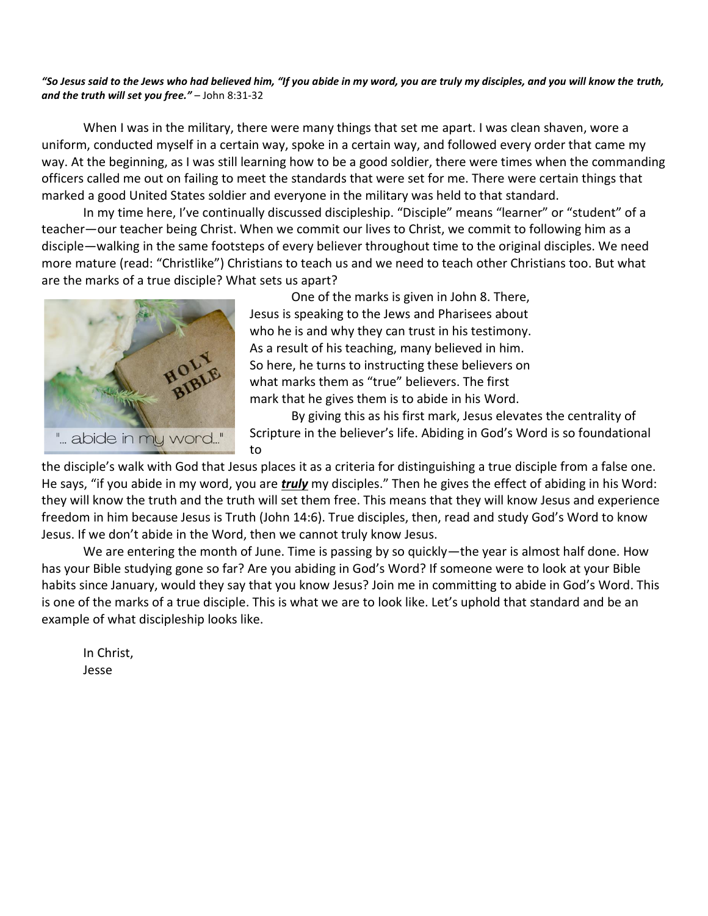*"So Jesus said to the Jews who had believed him, "If you abide in my word, you are truly my disciples, and you will know the truth, and the truth will set you free."* – John 8:31-32

When I was in the military, there were many things that set me apart. I was clean shaven, wore a uniform, conducted myself in a certain way, spoke in a certain way, and followed every order that came my way. At the beginning, as I was still learning how to be a good soldier, there were times when the commanding officers called me out on failing to meet the standards that were set for me. There were certain things that marked a good United States soldier and everyone in the military was held to that standard.

In my time here, I've continually discussed discipleship. "Disciple" means "learner" or "student" of a teacher—our teacher being Christ. When we commit our lives to Christ, we commit to following him as a disciple—walking in the same footsteps of every believer throughout time to the original disciples. We need more mature (read: "Christlike") Christians to teach us and we need to teach other Christians too. But what are the marks of a true disciple? What sets us apart?

One of the marks is given in John 8. There, Jesus is speaking to the Jews and Pharisees about who he is and why they can trust in his testimony. As a result of his teaching, many believed in him. So here, he turns to instructing these believers on what marks them as "true" believers. The first mark that he gives them is to abide in his Word.

By giving this as his first mark, Jesus elevates the centrality of Scripture in the believer's life. Abiding in God's Word is so foundational to the disciple's walk with God that Jesus places it as a criteria for distinguishing a true disciple from a false one. He says, "if you abide in my word, you are ***truly*** my disciples." Then he gives the effect of abiding in his Word: they will know the truth and the truth will set them free. This means that they will know Jesus and experience freedom in him because Jesus is Truth (John 14:6). True disciples, then, read and study God's Word to know Jesus. If we don't abide in the Word, then we cannot truly know Jesus.

We are entering the month of June. Time is passing by so quickly—the year is almost half done. How has your Bible studying gone so far? Are you abiding in God's Word? If someone were to look at your Bible habits since January, would they say that you know Jesus? Join me in committing to abide in God's Word. This is one of the marks of a true disciple. This is what we are to look like. Let's uphold that standard and be an example of what discipleship looks like.

In Christ,
Jesse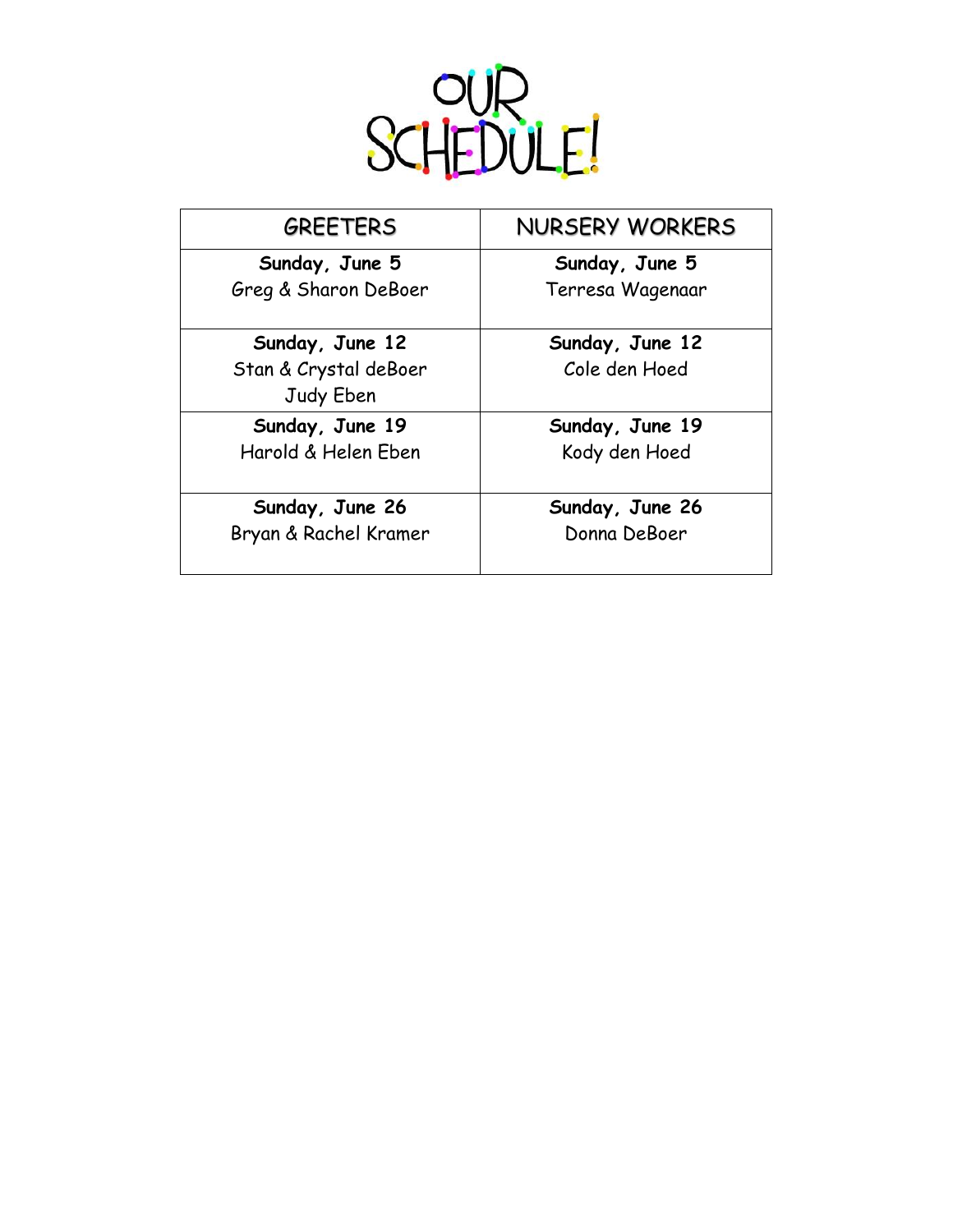# OUR SCHEDULE!

| GREETERS | NURSERY WORKERS |
|---|---|
| **Sunday, June 5**<br>Greg & Sharon DeBoer | **Sunday, June 5**<br>Terresa Wagenaar |
| **Sunday, June 12**<br>Stan & Crystal deBoer<br>Judy Eben | **Sunday, June 12**<br>Cole den Hoed |
| **Sunday, June 19**<br>Harold & Helen Eben | **Sunday, June 19**<br>Kody den Hoed |
| **Sunday, June 26**<br>Bryan & Rachel Kramer | **Sunday, June 26**<br>Donna DeBoer |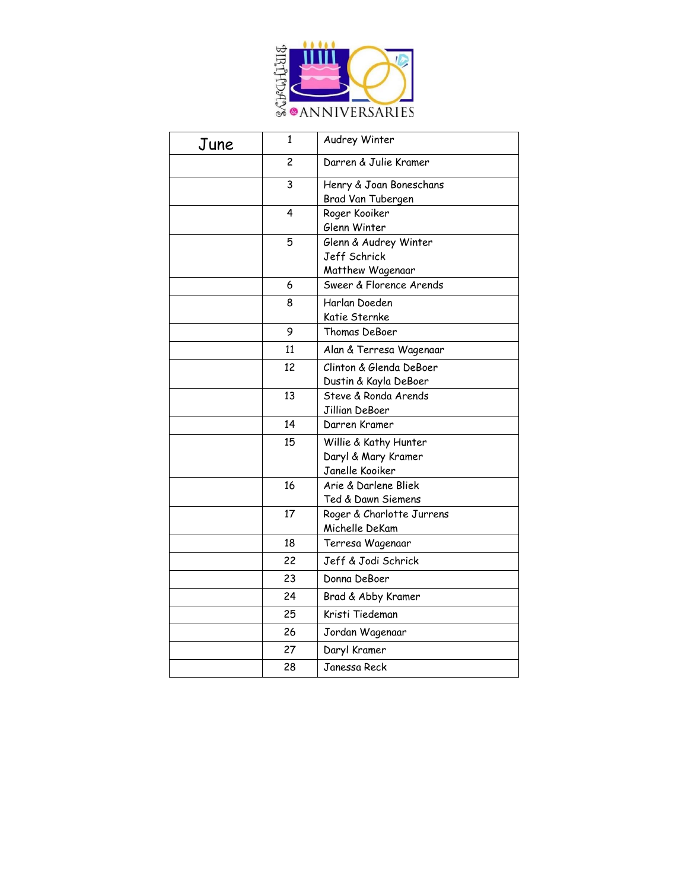# BIRTHDAYS & ANNIVERSARIES

| June | 1 | Audrey Winter |
|---|---|---|
| | 2 | Darren & Julie Kramer |
| | 3 | Henry & Joan Boneschans<br>Brad Van Tubergen |
| | 4 | Roger Kooiker<br>Glenn Winter |
| | 5 | Glenn & Audrey Winter<br>Jeff Schrick<br>Matthew Wagenaar |
| | 6 | Sweer & Florence Arends |
| | 8 | Harlan Doeden<br>Katie Sternke |
| | 9 | Thomas DeBoer |
| | 11 | Alan & Terresa Wagenaar |
| | 12 | Clinton & Glenda DeBoer<br>Dustin & Kayla DeBoer |
| | 13 | Steve & Ronda Arends<br>Jillian DeBoer |
| | 14 | Darren Kramer |
| | 15 | Willie & Kathy Hunter<br>Daryl & Mary Kramer<br>Janelle Kooiker |
| | 16 | Arie & Darlene Bliek<br>Ted & Dawn Siemens |
| | 17 | Roger & Charlotte Jurrens<br>Michelle DeKam |
| | 18 | Terresa Wagenaar |
| | 22 | Jeff & Jodi Schrick |
| | 23 | Donna DeBoer |
| | 24 | Brad & Abby Kramer |
| | 25 | Kristi Tiedeman |
| | 26 | Jordan Wagenaar |
| | 27 | Daryl Kramer |
| | 28 | Janessa Reck |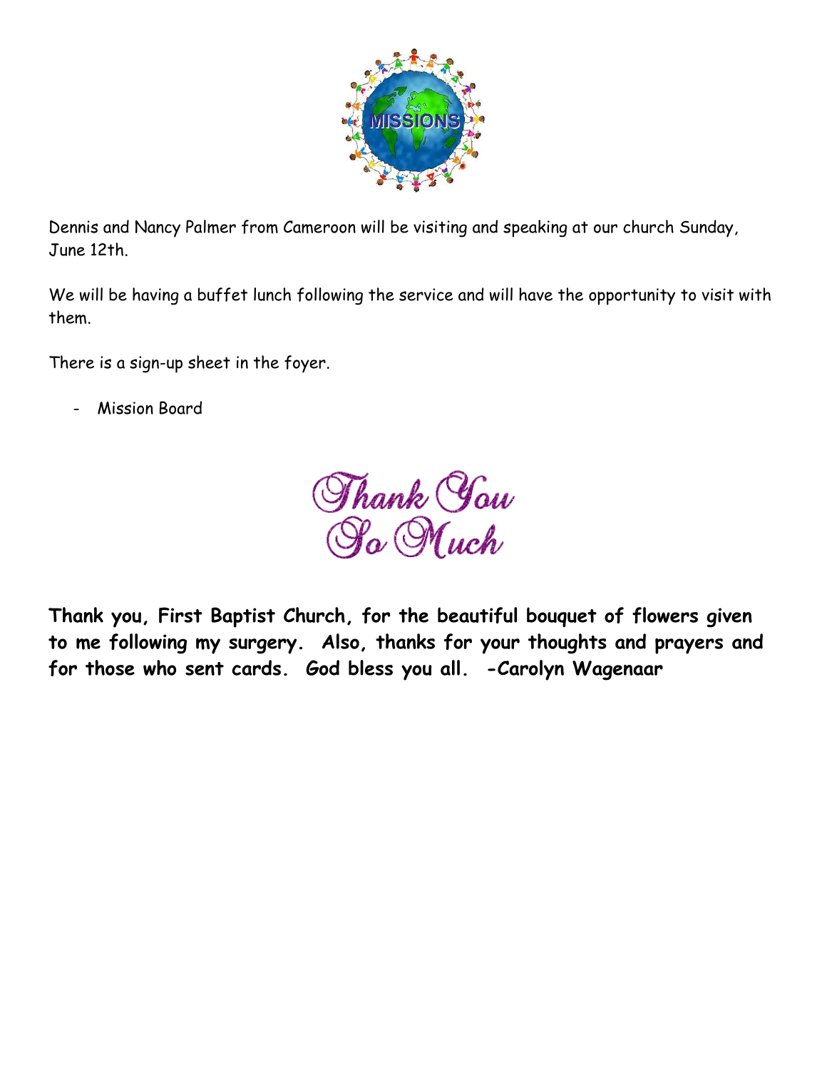MISSIONS

Dennis and Nancy Palmer from Cameroon will be visiting and speaking at our church Sunday, June 12th.

We will be having a buffet lunch following the service and will have the opportunity to visit with them.

There is a sign-up sheet in the foyer.

- Mission Board

*Thank You So Much*

**Thank you, First Baptist Church, for the beautiful bouquet of flowers given to me following my surgery. Also, thanks for your thoughts and prayers and for those who sent cards. God bless you all. -Carolyn Wagenaar**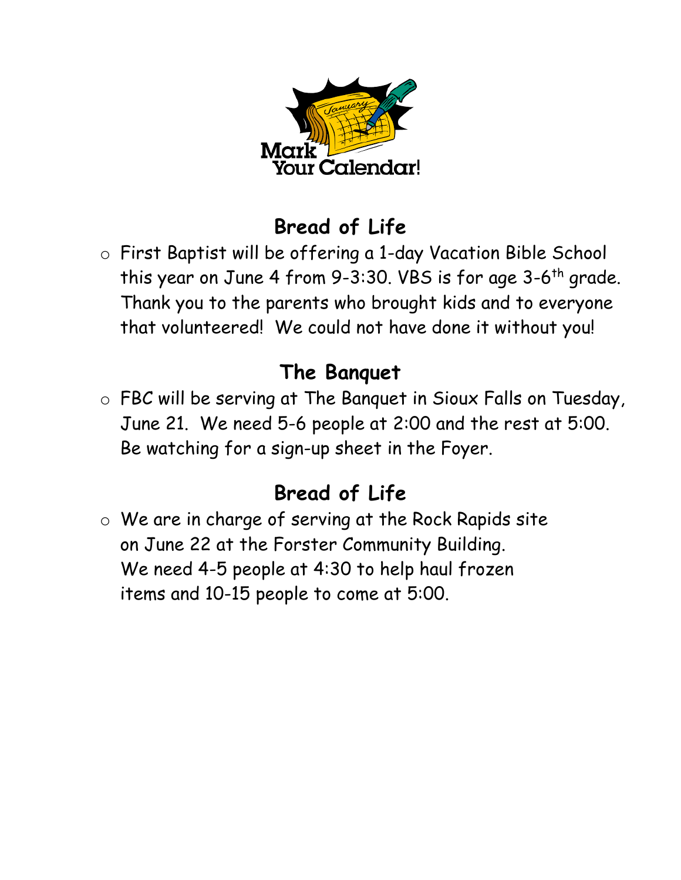Mark Your Calendar!

## Bread of Life

- First Baptist will be offering a 1-day Vacation Bible School this year on June 4 from 9-3:30. VBS is for age 3-6th grade. Thank you to the parents who brought kids and to everyone that volunteered! We could not have done it without you!

## The Banquet

- FBC will be serving at The Banquet in Sioux Falls on Tuesday, June 21. We need 5-6 people at 2:00 and the rest at 5:00. Be watching for a sign-up sheet in the Foyer.

## Bread of Life

- We are in charge of serving at the Rock Rapids site on June 22 at the Forster Community Building. We need 4-5 people at 4:30 to help haul frozen items and 10-15 people to come at 5:00.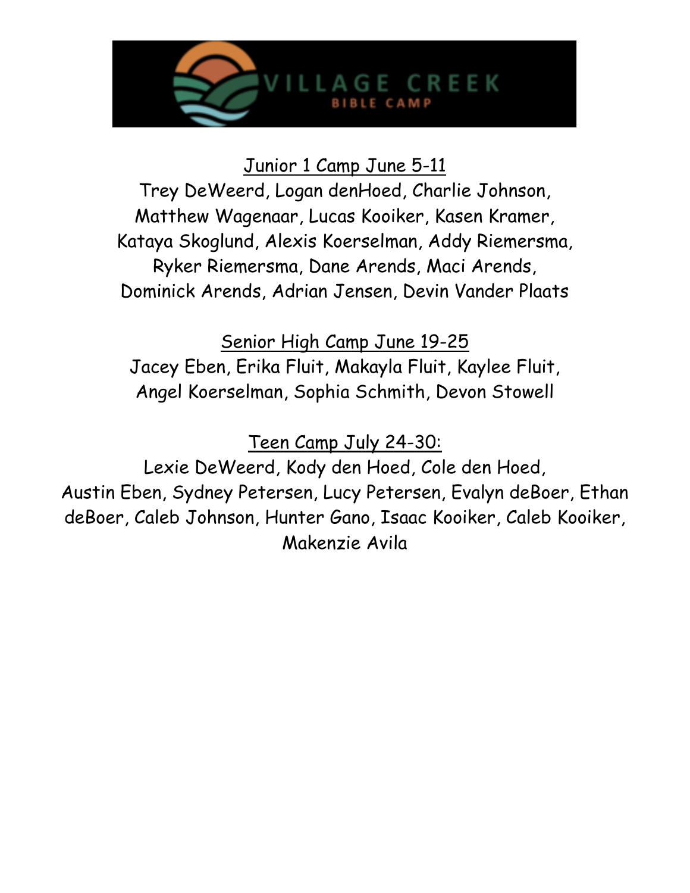VILLAGE CREEK
BIBLE CAMP

Junior 1 Camp June 5-11

Trey DeWeerd, Logan denHoed, Charlie Johnson, Matthew Wagenaar, Lucas Kooiker, Kasen Kramer, Kataya Skoglund, Alexis Koerselman, Addy Riemersma, Ryker Riemersma, Dane Arends, Maci Arends, Dominick Arends, Adrian Jensen, Devin Vander Plaats

Senior High Camp June 19-25

Jacey Eben, Erika Fluit, Makayla Fluit, Kaylee Fluit, Angel Koerselman, Sophia Schmith, Devon Stowell

Teen Camp July 24-30:

Lexie DeWeerd, Kody den Hoed, Cole den Hoed, Austin Eben, Sydney Petersen, Lucy Petersen, Evalyn deBoer, Ethan deBoer, Caleb Johnson, Hunter Gano, Isaac Kooiker, Caleb Kooiker, Makenzie Avila